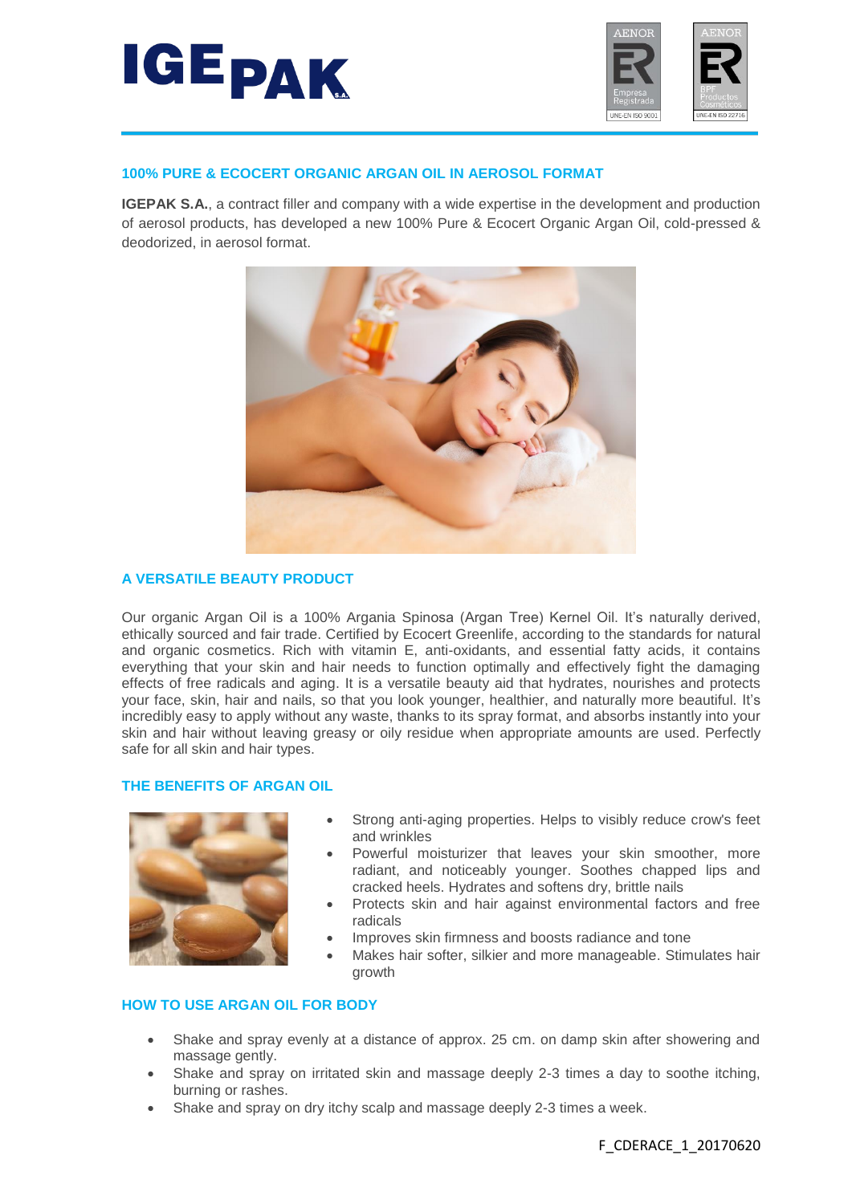## 100% PURE & ECOCERT ORGANIC ARGAN OIL IN AEROSOL FORMAT

**IGEPAK S.A.**, a contract filler and company with a wide expertise in the development and production of aerosol products, has developed a new 100% Pure & Ecocert Organic Argan Oil, cold-pressed & deodorized, in aerosol format.

## A VERSATILE BEAUTY PRODUCT

Our organic Argan Oil is a 100% Argania Spinosa (Argan Tree) Kernel Oil. It's naturally derived, ethically sourced and fair trade. Certified by Ecocert Greenlife, according to the standards for natural and organic cosmetics. Rich with vitamin E, anti-oxidants, and essential fatty acids, it contains everything that your skin and hair needs to function optimally and effectively fight the damaging effects of free radicals and aging. It is a versatile beauty aid that hydrates, nourishes and protects your face, skin, hair and nails, so that you look younger, healthier, and naturally more beautiful. It's incredibly easy to apply without any waste, thanks to its spray format, and absorbs instantly into your skin and hair without leaving greasy or oily residue when appropriate amounts are used. Perfectly safe for all skin and hair types.

## THE BENEFITS OF ARGAN OIL

- Strong anti-aging properties. Helps to visibly reduce crow's feet and wrinkles
- Powerful moisturizer that leaves your skin smoother, more radiant, and noticeably younger. Soothes chapped lips and cracked heels. Hydrates and softens dry, brittle nails
- Protects skin and hair against environmental factors and free radicals
- Improves skin firmness and boosts radiance and tone
- Makes hair softer, silkier and more manageable. Stimulates hair growth

## HOW TO USE ARGAN OIL FOR BODY

- Shake and spray evenly at a distance of approx. 25 cm. on damp skin after showering and massage gently.
- Shake and spray on irritated skin and massage deeply 2-3 times a day to soothe itching, burning or rashes.
- Shake and spray on dry itchy scalp and massage deeply 2-3 times a week.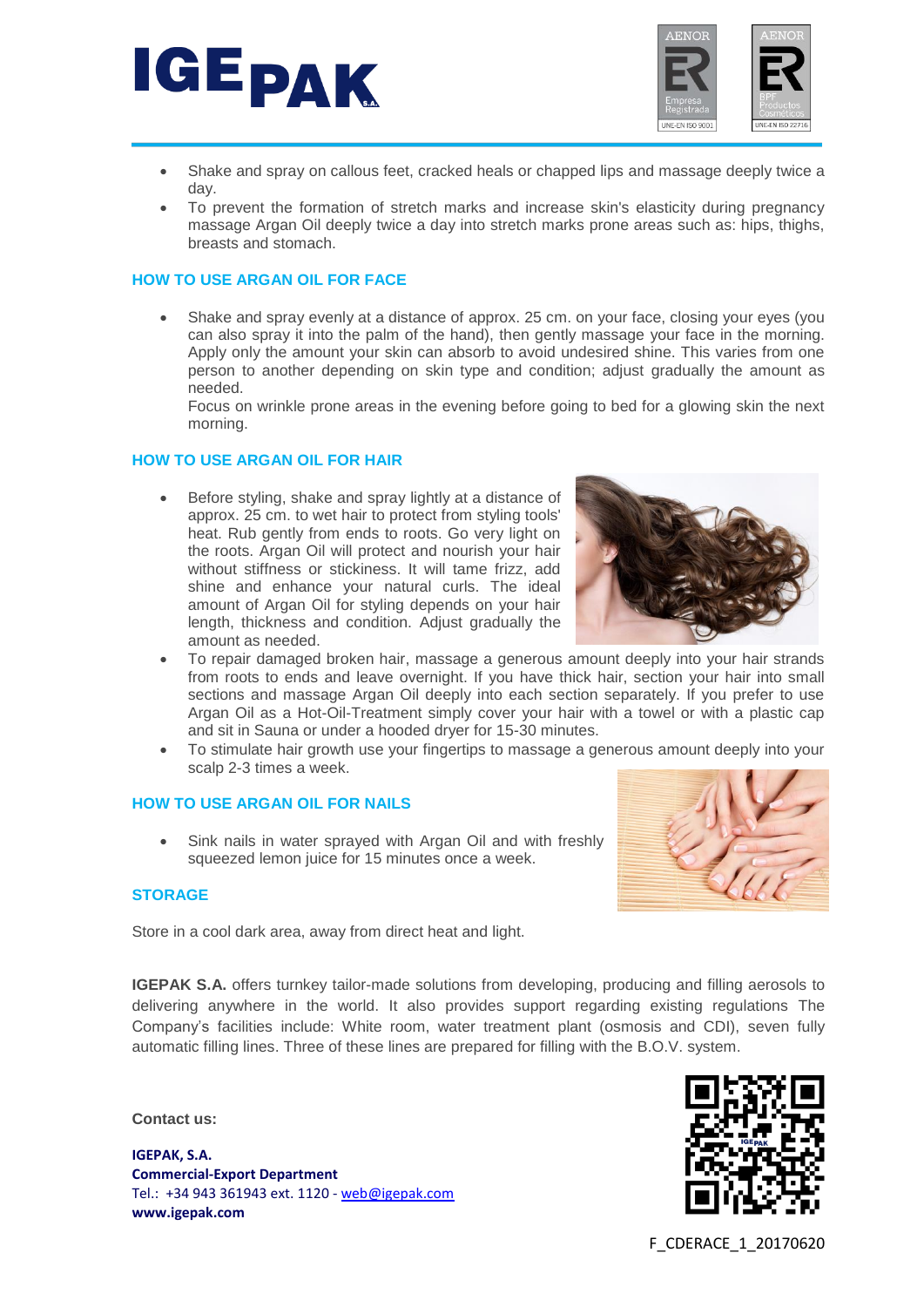- Shake and spray on callous feet, cracked heals or chapped lips and massage deeply twice a day.
- To prevent the formation of stretch marks and increase skin's elasticity during pregnancy massage Argan Oil deeply twice a day into stretch marks prone areas such as: hips, thighs, breasts and stomach.

## HOW TO USE ARGAN OIL FOR FACE

- Shake and spray evenly at a distance of approx. 25 cm. on your face, closing your eyes (you can also spray it into the palm of the hand), then gently massage your face in the morning. Apply only the amount your skin can absorb to avoid undesired shine. This varies from one person to another depending on skin type and condition; adjust gradually the amount as needed.
  Focus on wrinkle prone areas in the evening before going to bed for a glowing skin the next morning.

## HOW TO USE ARGAN OIL FOR HAIR

- Before styling, shake and spray lightly at a distance of approx. 25 cm. to wet hair to protect from styling tools' heat. Rub gently from ends to roots. Go very light on the roots. Argan Oil will protect and nourish your hair without stiffness or stickiness. It will tame frizz, add shine and enhance your natural curls. The ideal amount of Argan Oil for styling depends on your hair length, thickness and condition. Adjust gradually the amount as needed.
- To repair damaged broken hair, massage a generous amount deeply into your hair strands from roots to ends and leave overnight. If you have thick hair, section your hair into small sections and massage Argan Oil deeply into each section separately. If you prefer to use Argan Oil as a Hot-Oil-Treatment simply cover your hair with a towel or with a plastic cap and sit in Sauna or under a hooded dryer for 15-30 minutes.
- To stimulate hair growth use your fingertips to massage a generous amount deeply into your scalp 2-3 times a week.

## HOW TO USE ARGAN OIL FOR NAILS

- Sink nails in water sprayed with Argan Oil and with freshly squeezed lemon juice for 15 minutes once a week.

## STORAGE

Store in a cool dark area, away from direct heat and light.

**IGEPAK S.A.** offers turnkey tailor-made solutions from developing, producing and filling aerosols to delivering anywhere in the world. It also provides support regarding existing regulations The Company's facilities include: White room, water treatment plant (osmosis and CDI), seven fully automatic filling lines. Three of these lines are prepared for filling with the B.O.V. system.

**Contact us:**

**IGEPAK, S.A.**
**Commercial-Export Department**
Tel.: +34 943 361943 ext. 1120 - web@igepak.com
**www.igepak.com**

F_CDERACE_1_20170620